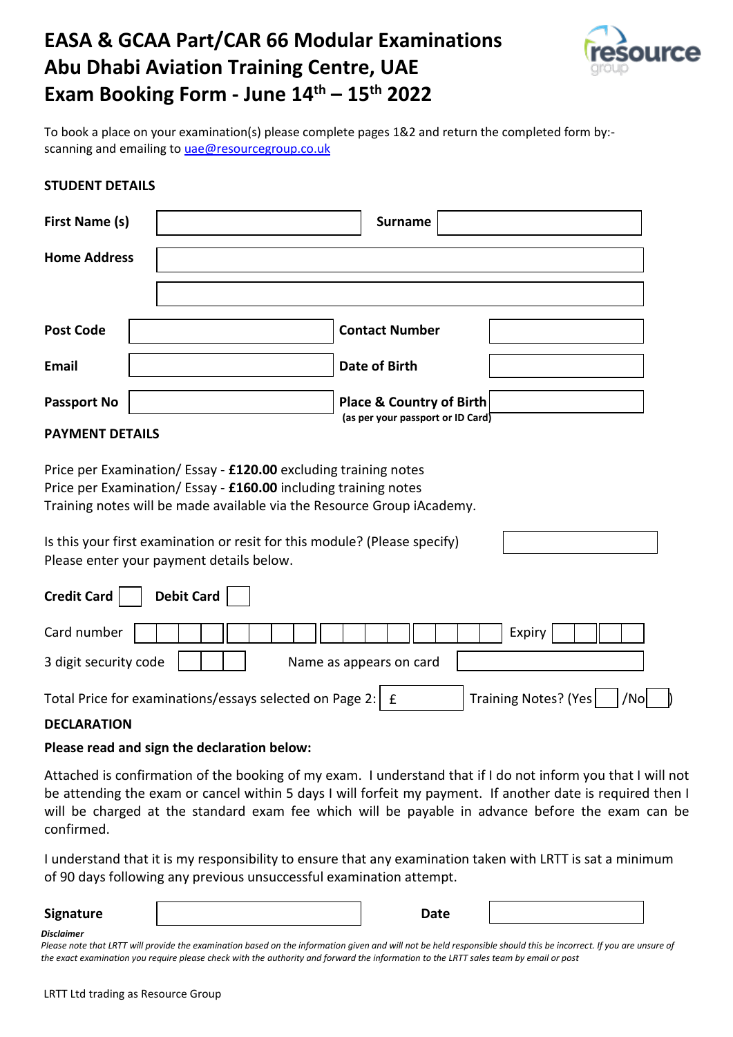# EASA & GCAA Part/CAR 66 Modular Examinations
# Abu Dhabi Aviation Training Centre, UAE
# Exam Booking Form - June 14th – 15th 2022

To book a place on your examination(s) please complete pages 1&2 and return the completed form by:-
scanning and emailing to uae@resourcegroup.co.uk

**STUDENT DETAILS**

| | | | |
|---|---|---|---|
| **First Name (s)** | | **Surname** | |
| **Home Address** | | | |
| | | | |
| **Post Code** | | **Contact Number** | |
| **Email** | | **Date of Birth** | |
| **Passport No** | | **Place & Country of Birth** (as per your passport or ID Card) | |

**PAYMENT DETAILS**

Price per Examination/ Essay - **£120.00** excluding training notes
Price per Examination/ Essay - **£160.00** including training notes
Training notes will be made available via the Resource Group iAcademy.

Is this your first examination or resit for this module? (Please specify)
Please enter your payment details below.

**Credit Card** ☐ **Debit Card** ☐

Card number ____________________ Expiry ______

3 digit security code ______ Name as appears on card ____________________

Total Price for examinations/essays selected on Page 2: £ ______ Training Notes? (Yes ☐ /No ☐)

**DECLARATION**

**Please read and sign the declaration below:**

Attached is confirmation of the booking of my exam. I understand that if I do not inform you that I will not be attending the exam or cancel within 5 days I will forfeit my payment. If another date is required then I will be charged at the standard exam fee which will be payable in advance before the exam can be confirmed.

I understand that it is my responsibility to ensure that any examination taken with LRTT is sat a minimum of 90 days following any previous unsuccessful examination attempt.

**Signature** ____________________ **Date** ____________

***Disclaimer***
*Please note that LRTT will provide the examination based on the information given and will not be held responsible should this be incorrect. If you are unsure of the exact examination you require please check with the authority and forward the information to the LRTT sales team by email or post*

LRTT Ltd trading as Resource Group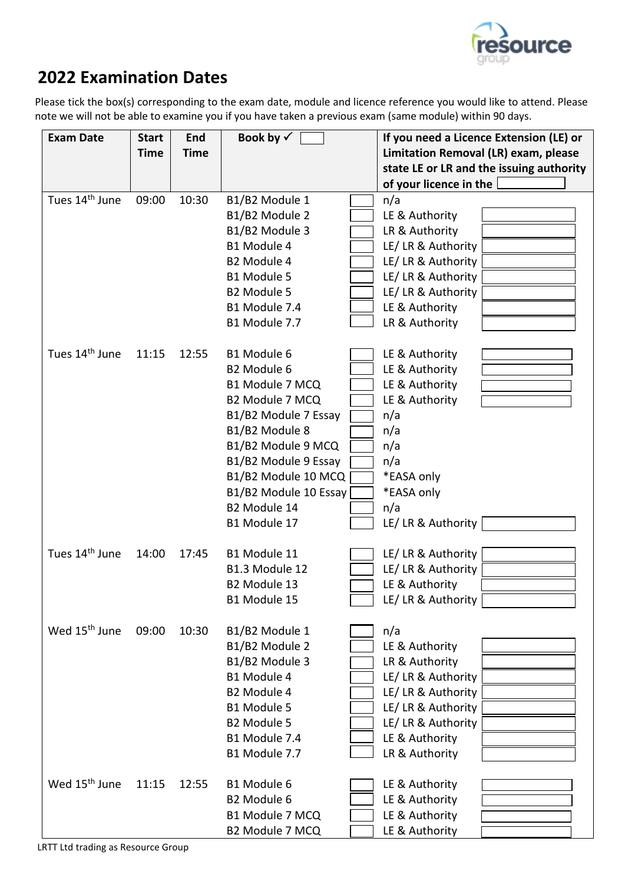## 2022 Examination Dates

Please tick the box(s) corresponding to the exam date, module and licence reference you would like to attend. Please note we will not be able to examine you if you have taken a previous exam (same module) within 90 days.

| Exam Date | Start Time | End Time | Book by ✓ | | If you need a Licence Extension (LE) or Limitation Removal (LR) exam, please state LE or LR and the issuing authority of your licence in the | |
|---|---|---|---|---|---|---|
| Tues 14th June | 09:00 | 10:30 | B1/B2 Module 1 | ☐ | n/a | |
| | | | B1/B2 Module 2 | ☐ | LE & Authority | |
| | | | B1/B2 Module 3 | ☐ | LR & Authority | |
| | | | B1 Module 4 | ☐ | LE/ LR & Authority | |
| | | | B2 Module 4 | ☐ | LE/ LR & Authority | |
| | | | B1 Module 5 | ☐ | LE/ LR & Authority | |
| | | | B2 Module 5 | ☐ | LE/ LR & Authority | |
| | | | B1 Module 7.4 | ☐ | LE & Authority | |
| | | | B1 Module 7.7 | ☐ | LR & Authority | |
| Tues 14th June | 11:15 | 12:55 | B1 Module 6 | ☐ | LE & Authority | |
| | | | B2 Module 6 | ☐ | LE & Authority | |
| | | | B1 Module 7 MCQ | ☐ | LE & Authority | |
| | | | B2 Module 7 MCQ | ☐ | LE & Authority | |
| | | | B1/B2 Module 7 Essay | ☐ | n/a | |
| | | | B1/B2 Module 8 | ☐ | n/a | |
| | | | B1/B2 Module 9 MCQ | ☐ | n/a | |
| | | | B1/B2 Module 9 Essay | ☐ | n/a | |
| | | | B1/B2 Module 10 MCQ | ☐ | *EASA only | |
| | | | B1/B2 Module 10 Essay | ☐ | *EASA only | |
| | | | B2 Module 14 | ☐ | n/a | |
| | | | B1 Module 17 | ☐ | LE/ LR & Authority | |
| Tues 14th June | 14:00 | 17:45 | B1 Module 11 | ☐ | LE/ LR & Authority | |
| | | | B1.3 Module 12 | ☐ | LE/ LR & Authority | |
| | | | B2 Module 13 | ☐ | LE & Authority | |
| | | | B1 Module 15 | ☐ | LE/ LR & Authority | |
| Wed 15th June | 09:00 | 10:30 | B1/B2 Module 1 | ☐ | n/a | |
| | | | B1/B2 Module 2 | ☐ | LE & Authority | |
| | | | B1/B2 Module 3 | ☐ | LR & Authority | |
| | | | B1 Module 4 | ☐ | LE/ LR & Authority | |
| | | | B2 Module 4 | ☐ | LE/ LR & Authority | |
| | | | B1 Module 5 | ☐ | LE/ LR & Authority | |
| | | | B2 Module 5 | ☐ | LE/ LR & Authority | |
| | | | B1 Module 7.4 | ☐ | LE & Authority | |
| | | | B1 Module 7.7 | ☐ | LR & Authority | |
| Wed 15th June | 11:15 | 12:55 | B1 Module 6 | ☐ | LE & Authority | |
| | | | B2 Module 6 | ☐ | LE & Authority | |
| | | | B1 Module 7 MCQ | ☐ | LE & Authority | |
| | | | B2 Module 7 MCQ | ☐ | LE & Authority | |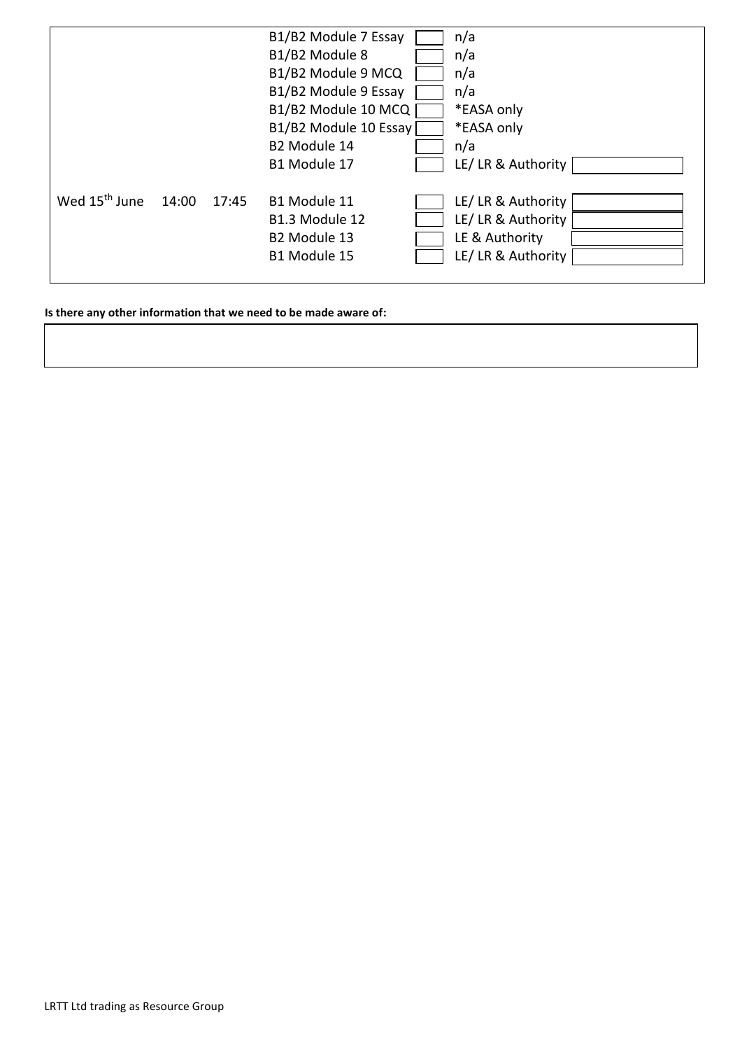| Date | Start | End | Module | Select | Type | Details |
|---|---|---|---|---|---|---|
| | | | B1/B2 Module 7 Essay | | n/a | |
| | | | B1/B2 Module 8 | | n/a | |
| | | | B1/B2 Module 9 MCQ | | n/a | |
| | | | B1/B2 Module 9 Essay | | n/a | |
| | | | B1/B2 Module 10 MCQ | | *EASA only | |
| | | | B1/B2 Module 10 Essay | | *EASA only | |
| | | | B2 Module 14 | | n/a | |
| | | | B1 Module 17 | | LE/ LR & Authority | |
| Wed 15th June | 14:00 | 17:45 | B1 Module 11 | | LE/ LR & Authority | |
| | | | B1.3 Module 12 | | LE/ LR & Authority | |
| | | | B2 Module 13 | | LE & Authority | |
| | | | B1 Module 15 | | LE/ LR & Authority | |

**Is there any other information that we need to be made aware of:**

LRTT Ltd trading as Resource Group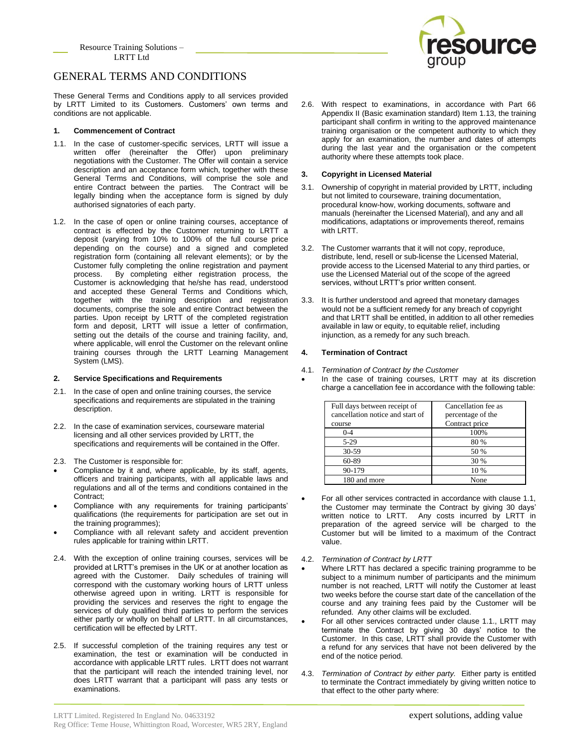# GENERAL TERMS AND CONDITIONS

These General Terms and Conditions apply to all services provided by LRTT Limited to its Customers. Customers' own terms and conditions are not applicable.

**1. Commencement of Contract**

1.1. In the case of customer-specific services, LRTT will issue a written offer (hereinafter the Offer) upon preliminary negotiations with the Customer. The Offer will contain a service description and an acceptance form which, together with these General Terms and Conditions, will comprise the sole and entire Contract between the parties. The Contract will be legally binding when the acceptance form is signed by duly authorised signatories of each party.

1.2. In the case of open or online training courses, acceptance of contract is effected by the Customer returning to LRTT a deposit (varying from 10% to 100% of the full course price depending on the course) and a signed and completed registration form (containing all relevant elements); or by the Customer fully completing the online registration and payment process. By completing either registration process, the Customer is acknowledging that he/she has read, understood and accepted these General Terms and Conditions which, together with the training description and registration documents, comprise the sole and entire Contract between the parties. Upon receipt by LRTT of the completed registration form and deposit, LRTT will issue a letter of confirmation, setting out the details of the course and training facility, and, where applicable, will enrol the Customer on the relevant online training courses through the LRTT Learning Management System (LMS).

**2. Service Specifications and Requirements**

2.1. In the case of open and online training courses, the service specifications and requirements are stipulated in the training description.

2.2. In the case of examination services, courseware material licensing and all other services provided by LRTT, the specifications and requirements will be contained in the Offer.

2.3. The Customer is responsible for:

- Compliance by it and, where applicable, by its staff, agents, officers and training participants, with all applicable laws and regulations and all of the terms and conditions contained in the Contract;
- Compliance with any requirements for training participants' qualifications (the requirements for participation are set out in the training programmes);
- Compliance with all relevant safety and accident prevention rules applicable for training within LRTT.

2.4. With the exception of online training courses, services will be provided at LRTT's premises in the UK or at another location as agreed with the Customer. Daily schedules of training will correspond with the customary working hours of LRTT unless otherwise agreed upon in writing. LRTT is responsible for providing the services and reserves the right to engage the services of duly qualified third parties to perform the services either partly or wholly on behalf of LRTT. In all circumstances, certification will be effected by LRTT.

2.5. If successful completion of the training requires any test or examination, the test or examination will be conducted in accordance with applicable LRTT rules. LRTT does not warrant that the participant will reach the intended training level, nor does LRTT warrant that a participant will pass any tests or examinations.

2.6. With respect to examinations, in accordance with Part 66 Appendix II (Basic examination standard) Item 1.13, the training participant shall confirm in writing to the approved maintenance training organisation or the competent authority to which they apply for an examination, the number and dates of attempts during the last year and the organisation or the competent authority where these attempts took place.

**3. Copyright in Licensed Material**

3.1. Ownership of copyright in material provided by LRTT, including but not limited to courseware, training documentation, procedural know-how, working documents, software and manuals (hereinafter the Licensed Material), and any and all modifications, adaptations or improvements thereof, remains with LRTT.

3.2. The Customer warrants that it will not copy, reproduce, distribute, lend, resell or sub-license the Licensed Material, provide access to the Licensed Material to any third parties, or use the Licensed Material out of the scope of the agreed services, without LRTT's prior written consent.

3.3. It is further understood and agreed that monetary damages would not be a sufficient remedy for any breach of copyright and that LRTT shall be entitled, in addition to all other remedies available in law or equity, to equitable relief, including injunction, as a remedy for any such breach.

**4. Termination of Contract**

4.1. *Termination of Contract by the Customer*

- In the case of training courses, LRTT may at its discretion charge a cancellation fee in accordance with the following table:

| Full days between receipt of cancellation notice and start of course | Cancellation fee as percentage of the Contract price |
|---|---|
| 0-4 | 100% |
| 5-29 | 80 % |
| 30-59 | 50 % |
| 60-89 | 30 % |
| 90-179 | 10 % |
| 180 and more | None |

- For all other services contracted in accordance with clause 1.1, the Customer may terminate the Contract by giving 30 days' written notice to LRTT. Any costs incurred by LRTT in preparation of the agreed service will be charged to the Customer but will be limited to a maximum of the Contract value.

4.2. *Termination of Contract by LRTT*

- Where LRTT has declared a specific training programme to be subject to a minimum number of participants and the minimum number is not reached, LRTT will notify the Customer at least two weeks before the course start date of the cancellation of the course and any training fees paid by the Customer will be refunded. Any other claims will be excluded.
- For all other services contracted under clause 1.1., LRTT may terminate the Contract by giving 30 days' notice to the Customer. In this case, LRTT shall provide the Customer with a refund for any services that have not been delivered by the end of the notice period.

4.3. *Termination of Contract by either party.* Either party is entitled to terminate the Contract immediately by giving written notice to that effect to the other party where: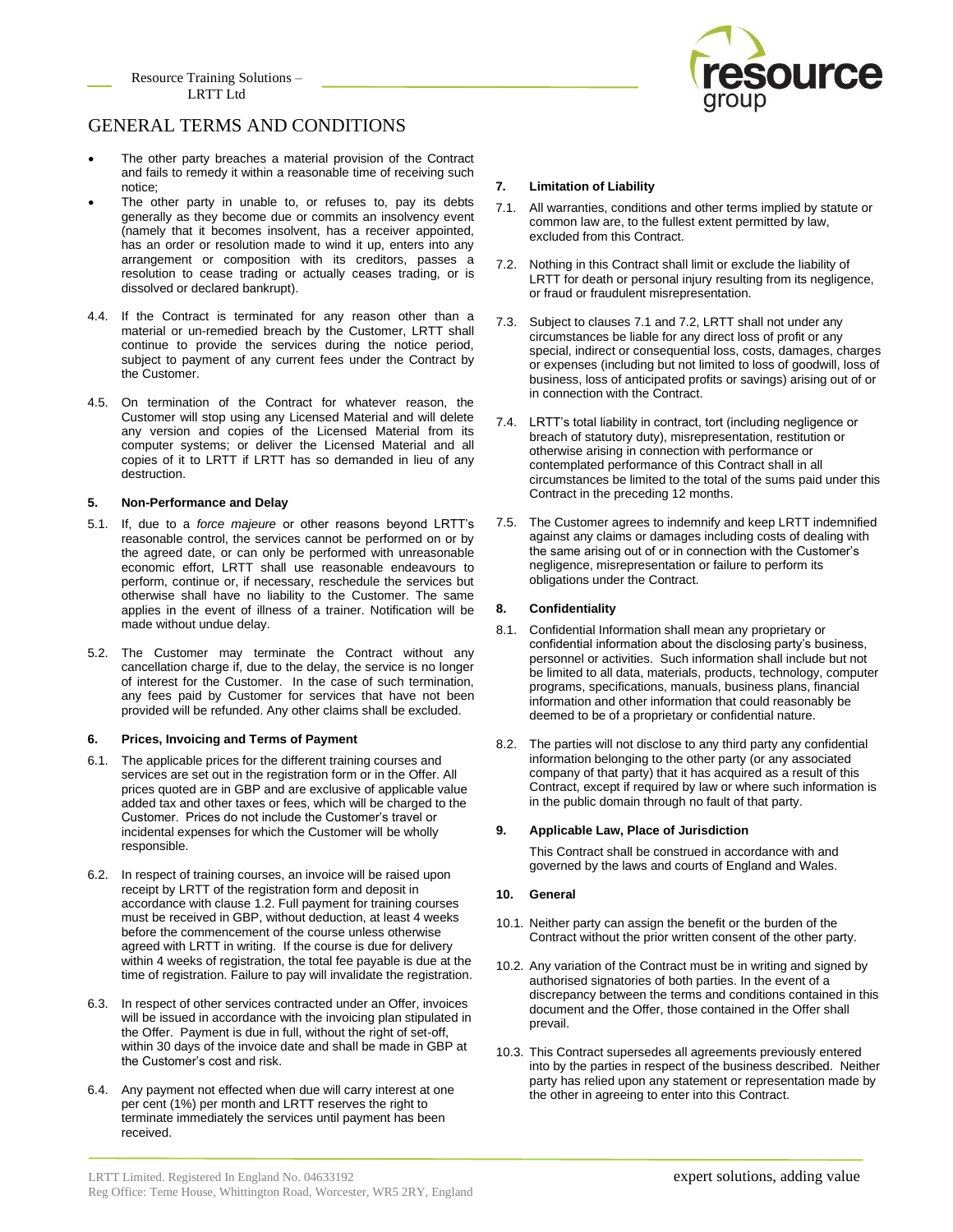- The other party breaches a material provision of the Contract and fails to remedy it within a reasonable time of receiving such notice;
- The other party in unable to, or refuses to, pay its debts generally as they become due or commits an insolvency event (namely that it becomes insolvent, has a receiver appointed, has an order or resolution made to wind it up, enters into any arrangement or composition with its creditors, passes a resolution to cease trading or actually ceases trading, or is dissolved or declared bankrupt).

4.4. If the Contract is terminated for any reason other than a material or un-remedied breach by the Customer, LRTT shall continue to provide the services during the notice period, subject to payment of any current fees under the Contract by the Customer.

4.5. On termination of the Contract for whatever reason, the Customer will stop using any Licensed Material and will delete any version and copies of the Licensed Material from its computer systems; or deliver the Licensed Material and all copies of it to LRTT if LRTT has so demanded in lieu of any destruction.

### 5. Non-Performance and Delay

5.1. If, due to a *force majeure* or other reasons beyond LRTT's reasonable control, the services cannot be performed on or by the agreed date, or can only be performed with unreasonable economic effort, LRTT shall use reasonable endeavours to perform, continue or, if necessary, reschedule the services but otherwise shall have no liability to the Customer. The same applies in the event of illness of a trainer. Notification will be made without undue delay.

5.2. The Customer may terminate the Contract without any cancellation charge if, due to the delay, the service is no longer of interest for the Customer. In the case of such termination, any fees paid by Customer for services that have not been provided will be refunded. Any other claims shall be excluded.

### 6. Prices, Invoicing and Terms of Payment

6.1. The applicable prices for the different training courses and services are set out in the registration form or in the Offer. All prices quoted are in GBP and are exclusive of applicable value added tax and other taxes or fees, which will be charged to the Customer. Prices do not include the Customer's travel or incidental expenses for which the Customer will be wholly responsible.

6.2. In respect of training courses, an invoice will be raised upon receipt by LRTT of the registration form and deposit in accordance with clause 1.2. Full payment for training courses must be received in GBP, without deduction, at least 4 weeks before the commencement of the course unless otherwise agreed with LRTT in writing. If the course is due for delivery within 4 weeks of registration, the total fee payable is due at the time of registration. Failure to pay will invalidate the registration.

6.3. In respect of other services contracted under an Offer, invoices will be issued in accordance with the invoicing plan stipulated in the Offer. Payment is due in full, without the right of set-off, within 30 days of the invoice date and shall be made in GBP at the Customer's cost and risk.

6.4. Any payment not effected when due will carry interest at one per cent (1%) per month and LRTT reserves the right to terminate immediately the services until payment has been received.

### 7. Limitation of Liability

7.1. All warranties, conditions and other terms implied by statute or common law are, to the fullest extent permitted by law, excluded from this Contract.

7.2. Nothing in this Contract shall limit or exclude the liability of LRTT for death or personal injury resulting from its negligence, or fraud or fraudulent misrepresentation.

7.3. Subject to clauses 7.1 and 7.2, LRTT shall not under any circumstances be liable for any direct loss of profit or any special, indirect or consequential loss, costs, damages, charges or expenses (including but not limited to loss of goodwill, loss of business, loss of anticipated profits or savings) arising out of or in connection with the Contract.

7.4. LRTT's total liability in contract, tort (including negligence or breach of statutory duty), misrepresentation, restitution or otherwise arising in connection with performance or contemplated performance of this Contract shall in all circumstances be limited to the total of the sums paid under this Contract in the preceding 12 months.

7.5. The Customer agrees to indemnify and keep LRTT indemnified against any claims or damages including costs of dealing with the same arising out of or in connection with the Customer's negligence, misrepresentation or failure to perform its obligations under the Contract.

### 8. Confidentiality

8.1. Confidential Information shall mean any proprietary or confidential information about the disclosing party's business, personnel or activities. Such information shall include but not be limited to all data, materials, products, technology, computer programs, specifications, manuals, business plans, financial information and other information that could reasonably be deemed to be of a proprietary or confidential nature.

8.2. The parties will not disclose to any third party any confidential information belonging to the other party (or any associated company of that party) that it has acquired as a result of this Contract, except if required by law or where such information is in the public domain through no fault of that party.

### 9. Applicable Law, Place of Jurisdiction

This Contract shall be construed in accordance with and governed by the laws and courts of England and Wales.

### 10. General

10.1. Neither party can assign the benefit or the burden of the Contract without the prior written consent of the other party.

10.2. Any variation of the Contract must be in writing and signed by authorised signatories of both parties. In the event of a discrepancy between the terms and conditions contained in this document and the Offer, those contained in the Offer shall prevail.

10.3. This Contract supersedes all agreements previously entered into by the parties in respect of the business described. Neither party has relied upon any statement or representation made by the other in agreeing to enter into this Contract.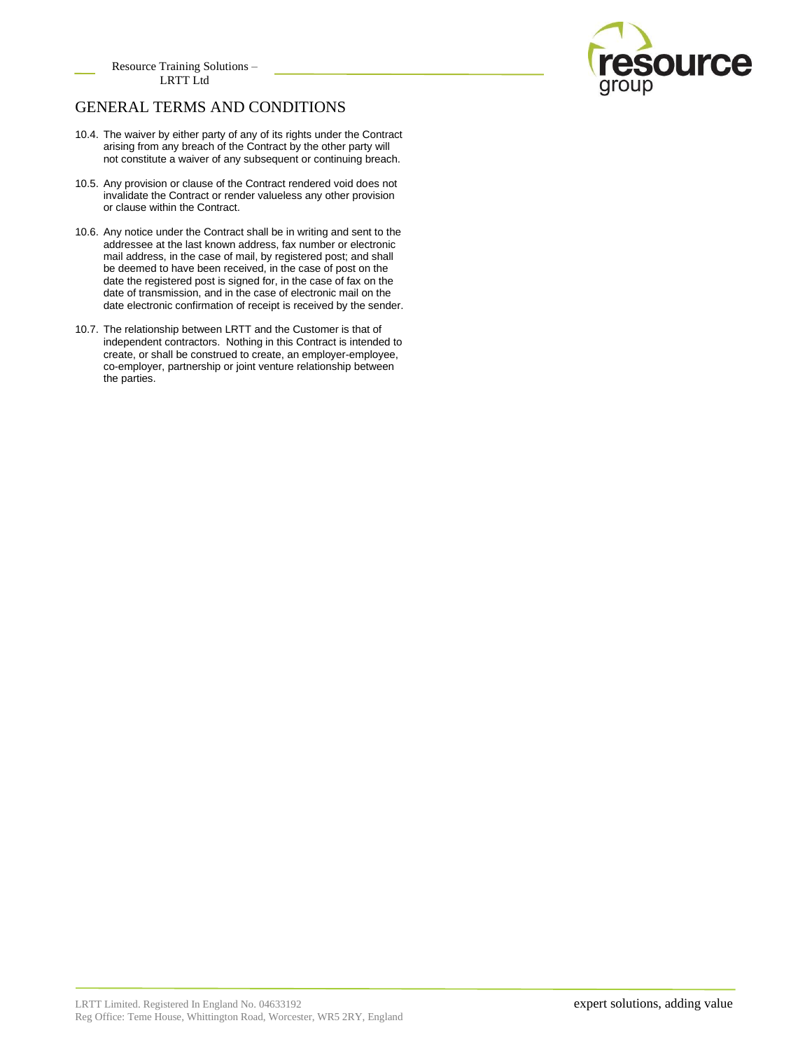## GENERAL TERMS AND CONDITIONS

10.4. The waiver by either party of any of its rights under the Contract arising from any breach of the Contract by the other party will not constitute a waiver of any subsequent or continuing breach.

10.5. Any provision or clause of the Contract rendered void does not invalidate the Contract or render valueless any other provision or clause within the Contract.

10.6. Any notice under the Contract shall be in writing and sent to the addressee at the last known address, fax number or electronic mail address, in the case of mail, by registered post; and shall be deemed to have been received, in the case of post on the date the registered post is signed for, in the case of fax on the date of transmission, and in the case of electronic mail on the date electronic confirmation of receipt is received by the sender.

10.7. The relationship between LRTT and the Customer is that of independent contractors. Nothing in this Contract is intended to create, or shall be construed to create, an employer-employee, co-employer, partnership or joint venture relationship between the parties.